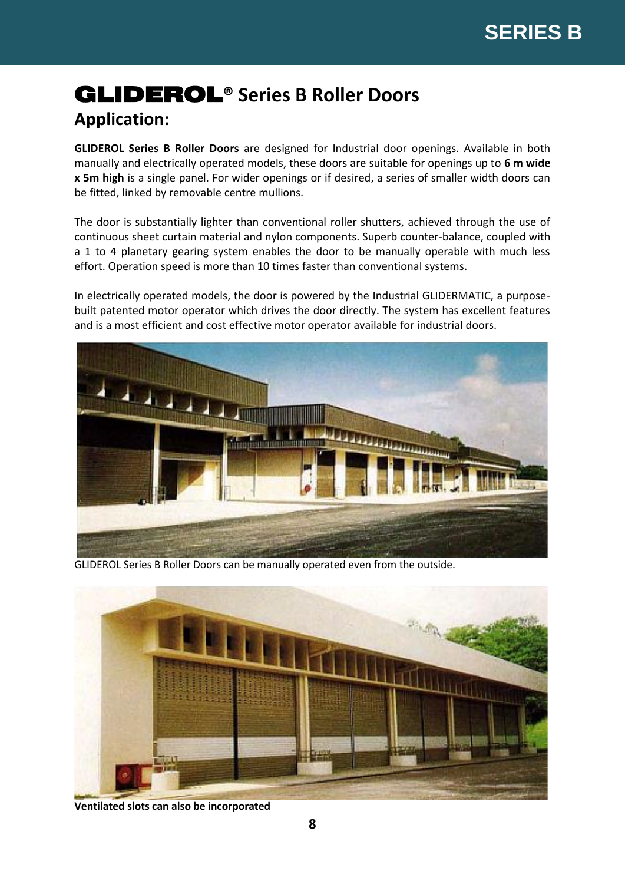# GLIDEROL® Series B Roller Doors

## Application:

**GLIDEROL Series B Roller Doors** are designed for Industrial door openings. Available in both manually and electrically operated models, these doors are suitable for openings up to **6 m wide x 5m high** is a single panel. For wider openings or if desired, a series of smaller width doors can be fitted, linked by removable centre mullions.

The door is substantially lighter than conventional roller shutters, achieved through the use of continuous sheet curtain material and nylon components. Superb counter-balance, coupled with a 1 to 4 planetary gearing system enables the door to be manually operable with much less effort. Operation speed is more than 10 times faster than conventional systems.

In electrically operated models, the door is powered by the Industrial GLIDERMATIC, a purpose-built patented motor operator which drives the door directly. The system has excellent features and is a most efficient and cost effective motor operator available for industrial doors.

GLIDEROL Series B Roller Doors can be manually operated even from the outside.

**Ventilated slots can also be incorporated**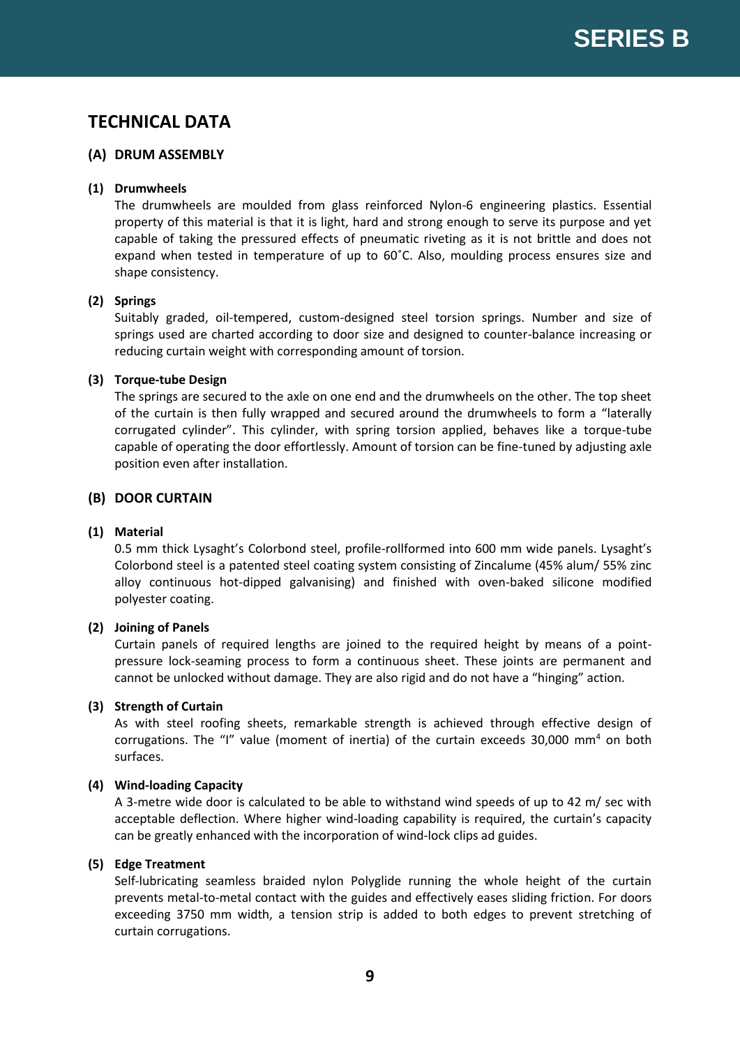# TECHNICAL DATA

## (A) DRUM ASSEMBLY

### (1) Drumwheels

The drumwheels are moulded from glass reinforced Nylon-6 engineering plastics. Essential property of this material is that it is light, hard and strong enough to serve its purpose and yet capable of taking the pressured effects of pneumatic riveting as it is not brittle and does not expand when tested in temperature of up to 60˚C. Also, moulding process ensures size and shape consistency.

### (2) Springs

Suitably graded, oil-tempered, custom-designed steel torsion springs. Number and size of springs used are charted according to door size and designed to counter-balance increasing or reducing curtain weight with corresponding amount of torsion.

### (3) Torque-tube Design

The springs are secured to the axle on one end and the drumwheels on the other. The top sheet of the curtain is then fully wrapped and secured around the drumwheels to form a "laterally corrugated cylinder". This cylinder, with spring torsion applied, behaves like a torque-tube capable of operating the door effortlessly. Amount of torsion can be fine-tuned by adjusting axle position even after installation.

## (B) DOOR CURTAIN

### (1) Material

0.5 mm thick Lysaght's Colorbond steel, profile-rollformed into 600 mm wide panels. Lysaght's Colorbond steel is a patented steel coating system consisting of Zincalume (45% alum/ 55% zinc alloy continuous hot-dipped galvanising) and finished with oven-baked silicone modified polyester coating.

### (2) Joining of Panels

Curtain panels of required lengths are joined to the required height by means of a point-pressure lock-seaming process to form a continuous sheet. These joints are permanent and cannot be unlocked without damage. They are also rigid and do not have a "hinging" action.

### (3) Strength of Curtain

As with steel roofing sheets, remarkable strength is achieved through effective design of corrugations. The "I" value (moment of inertia) of the curtain exceeds 30,000 $mm^4$ on both surfaces.

### (4) Wind-loading Capacity

A 3-metre wide door is calculated to be able to withstand wind speeds of up to 42 m/ sec with acceptable deflection. Where higher wind-loading capability is required, the curtain's capacity can be greatly enhanced with the incorporation of wind-lock clips ad guides.

### (5) Edge Treatment

Self-lubricating seamless braided nylon Polyglide running the whole height of the curtain prevents metal-to-metal contact with the guides and effectively eases sliding friction. For doors exceeding 3750 mm width, a tension strip is added to both edges to prevent stretching of curtain corrugations.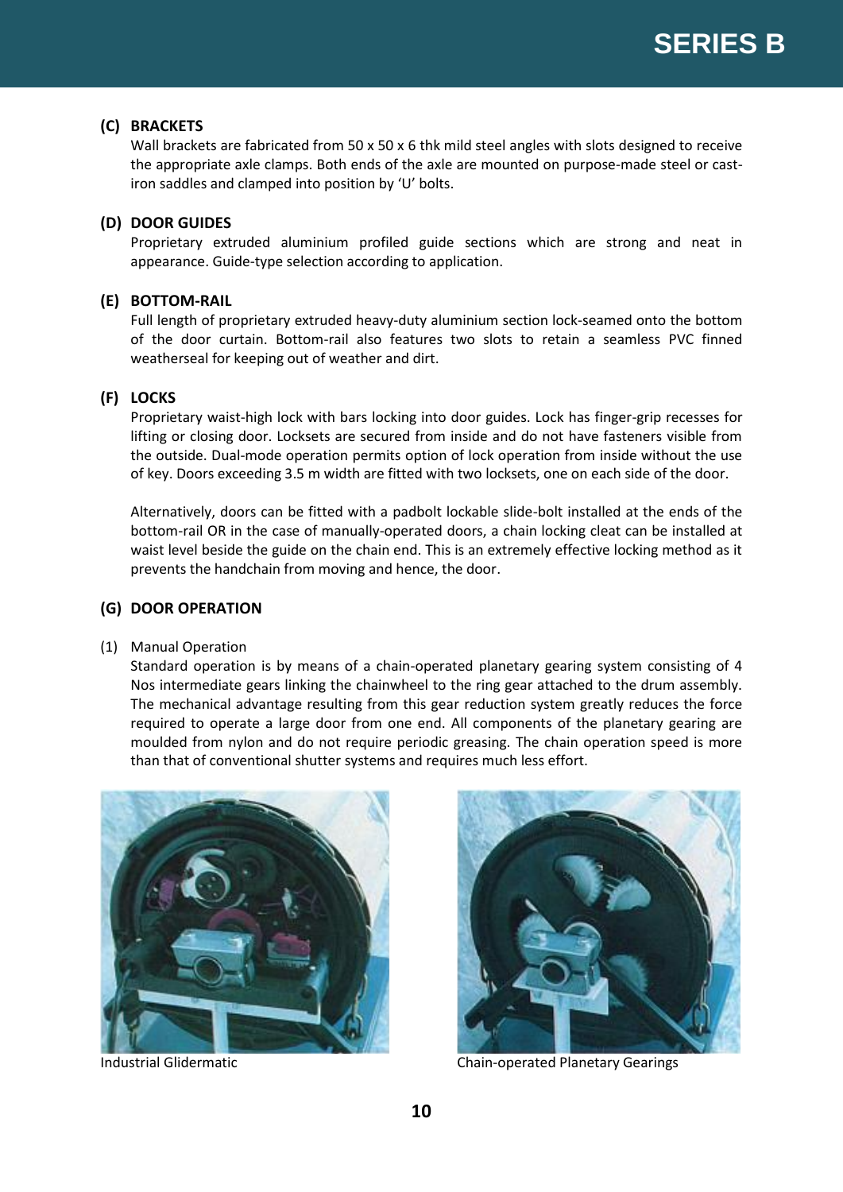### (C) BRACKETS

Wall brackets are fabricated from 50 x 50 x 6 thk mild steel angles with slots designed to receive the appropriate axle clamps. Both ends of the axle are mounted on purpose-made steel or cast-iron saddles and clamped into position by 'U' bolts.

### (D) DOOR GUIDES

Proprietary extruded aluminium profiled guide sections which are strong and neat in appearance. Guide-type selection according to application.

### (E) BOTTOM-RAIL

Full length of proprietary extruded heavy-duty aluminium section lock-seamed onto the bottom of the door curtain. Bottom-rail also features two slots to retain a seamless PVC finned weatherseal for keeping out of weather and dirt.

### (F) LOCKS

Proprietary waist-high lock with bars locking into door guides. Lock has finger-grip recesses for lifting or closing door. Locksets are secured from inside and do not have fasteners visible from the outside. Dual-mode operation permits option of lock operation from inside without the use of key. Doors exceeding 3.5 m width are fitted with two locksets, one on each side of the door.

Alternatively, doors can be fitted with a padbolt lockable slide-bolt installed at the ends of the bottom-rail OR in the case of manually-operated doors, a chain locking cleat can be installed at waist level beside the guide on the chain end. This is an extremely effective locking method as it prevents the handchain from moving and hence, the door.

### (G) DOOR OPERATION

(1) Manual Operation

Standard operation is by means of a chain-operated planetary gearing system consisting of 4 Nos intermediate gears linking the chainwheel to the ring gear attached to the drum assembly. The mechanical advantage resulting from this gear reduction system greatly reduces the force required to operate a large door from one end. All components of the planetary gearing are moulded from nylon and do not require periodic greasing. The chain operation speed is more than that of conventional shutter systems and requires much less effort.

Industrial Glidermatic

Chain-operated Planetary Gearings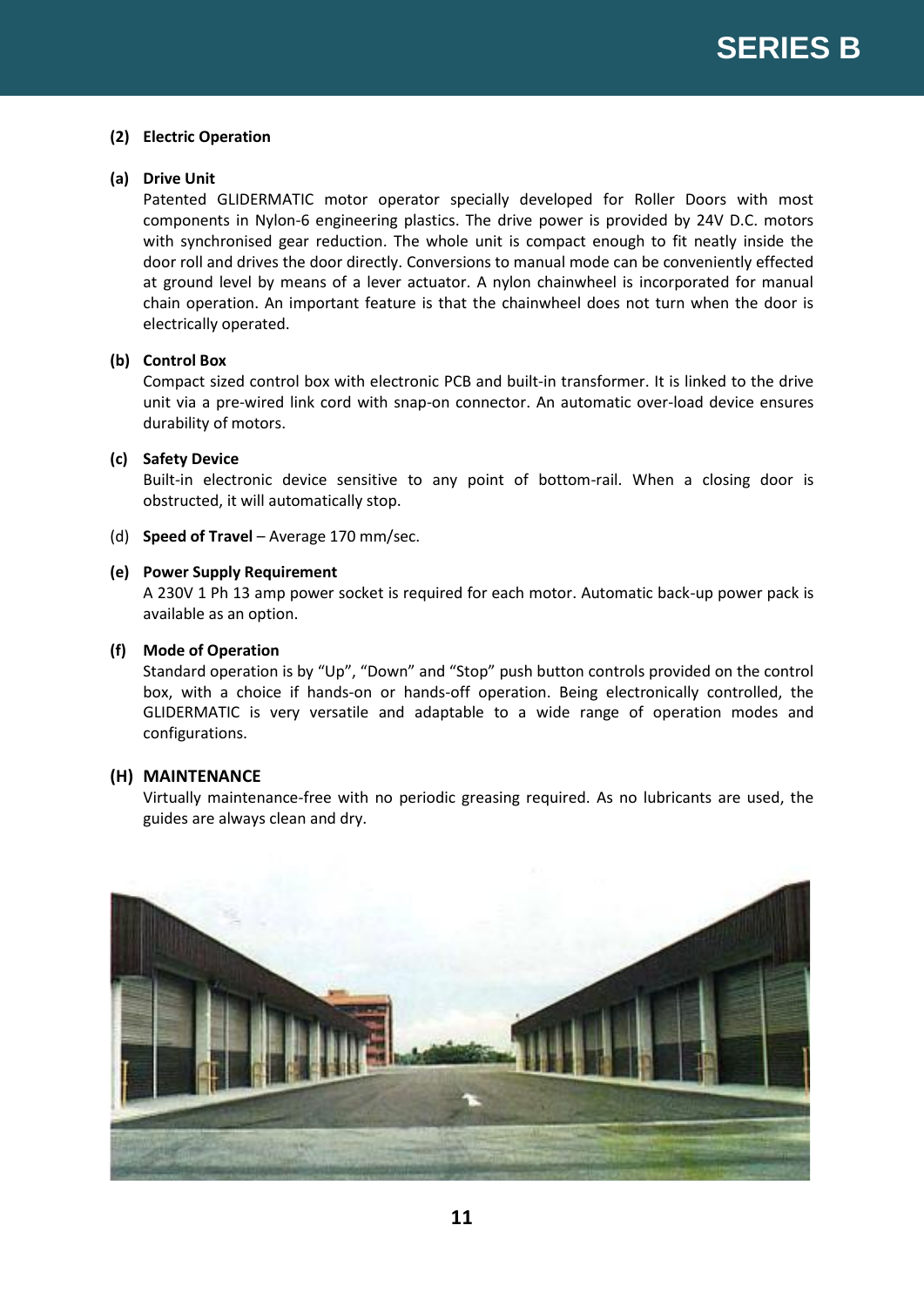**(2) Electric Operation**

**(a) Drive Unit**

Patented GLIDERMATIC motor operator specially developed for Roller Doors with most components in Nylon-6 engineering plastics. The drive power is provided by 24V D.C. motors with synchronised gear reduction. The whole unit is compact enough to fit neatly inside the door roll and drives the door directly. Conversions to manual mode can be conveniently effected at ground level by means of a lever actuator. A nylon chainwheel is incorporated for manual chain operation. An important feature is that the chainwheel does not turn when the door is electrically operated.

**(b) Control Box**

Compact sized control box with electronic PCB and built-in transformer. It is linked to the drive unit via a pre-wired link cord with snap-on connector. An automatic over-load device ensures durability of motors.

**(c) Safety Device**

Built-in electronic device sensitive to any point of bottom-rail. When a closing door is obstructed, it will automatically stop.

(d) **Speed of Travel** – Average 170 mm/sec.

**(e) Power Supply Requirement**

A 230V 1 Ph 13 amp power socket is required for each motor. Automatic back-up power pack is available as an option.

**(f) Mode of Operation**

Standard operation is by “Up”, “Down” and “Stop” push button controls provided on the control box, with a choice if hands-on or hands-off operation. Being electronically controlled, the GLIDERMATIC is very versatile and adaptable to a wide range of operation modes and configurations.

**(H) MAINTENANCE**

Virtually maintenance-free with no periodic greasing required. As no lubricants are used, the guides are always clean and dry.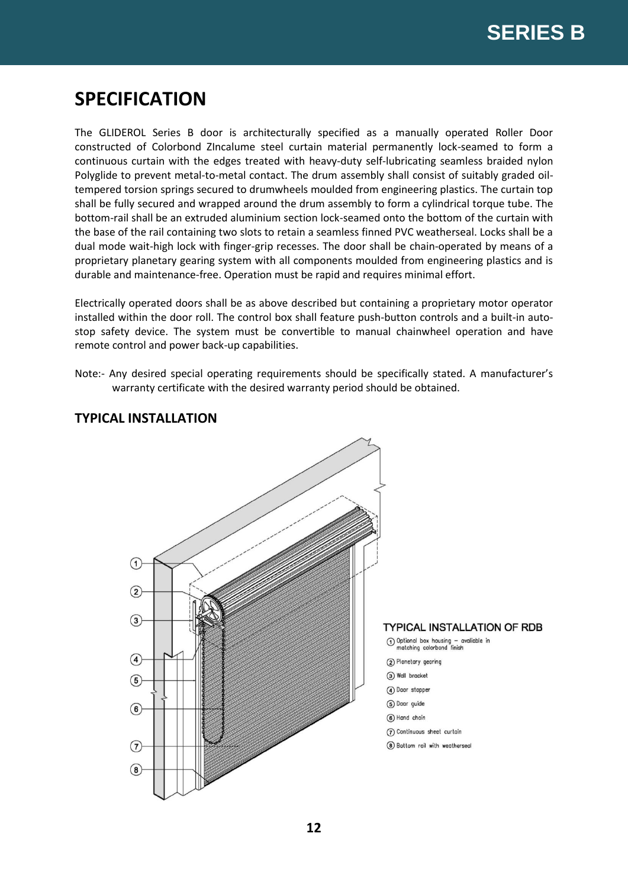## SPECIFICATION

The GLIDEROL Series B door is architecturally specified as a manually operated Roller Door constructed of Colorbond ZIncalume steel curtain material permanently lock-seamed to form a continuous curtain with the edges treated with heavy-duty self-lubricating seamless braided nylon Polyglide to prevent metal-to-metal contact. The drum assembly shall consist of suitably graded oil-tempered torsion springs secured to drumwheels moulded from engineering plastics. The curtain top shall be fully secured and wrapped around the drum assembly to form a cylindrical torque tube. The bottom-rail shall be an extruded aluminium section lock-seamed onto the bottom of the curtain with the base of the rail containing two slots to retain a seamless finned PVC weatherseal. Locks shall be a dual mode wait-high lock with finger-grip recesses. The door shall be chain-operated by means of a proprietary planetary gearing system with all components moulded from engineering plastics and is durable and maintenance-free. Operation must be rapid and requires minimal effort.

Electrically operated doors shall be as above described but containing a proprietary motor operator installed within the door roll. The control box shall feature push-button controls and a built-in auto-stop safety device. The system must be convertible to manual chainwheel operation and have remote control and power back-up capabilities.

Note:- Any desired special operating requirements should be specifically stated. A manufacturer's warranty certificate with the desired warranty period should be obtained.

### TYPICAL INSTALLATION

TYPICAL INSTALLATION OF RDB

1. Optional box housing – available in matching colorbond finish
2. Planetary gearing
3. Wall bracket
4. Door stopper
5. Door guide
6. Hand chain
7. Continuous sheet curtain
8. Bottom rail with weatherseal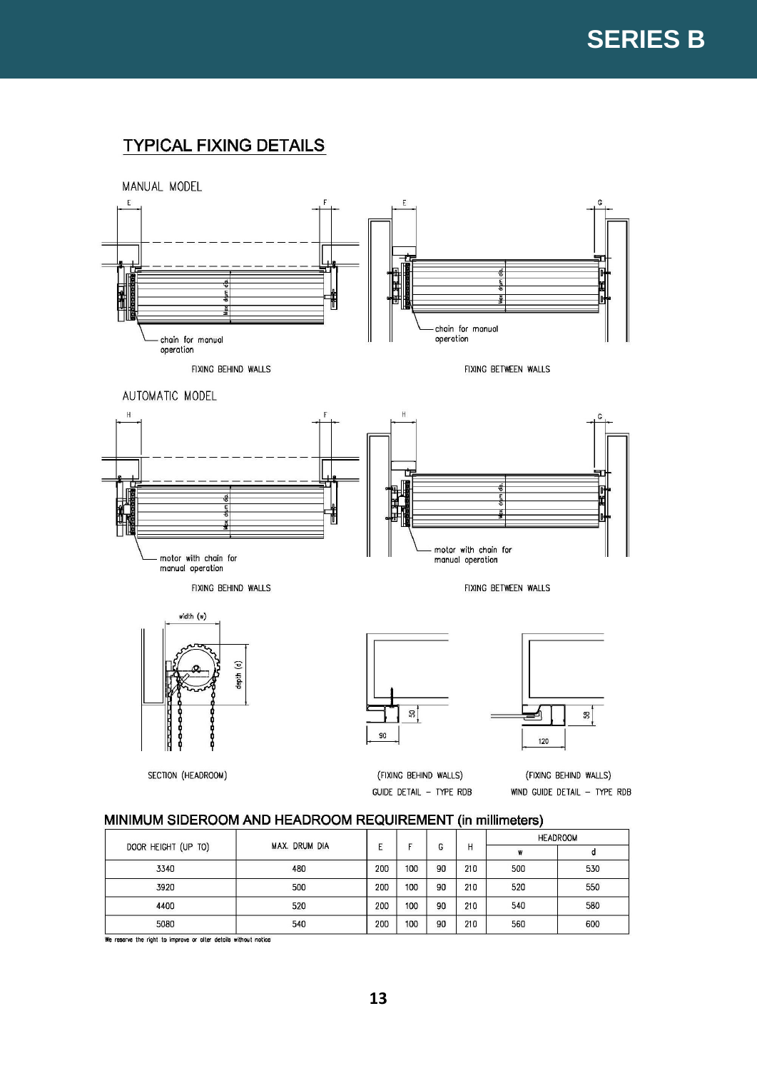## TYPICAL FIXING DETAILS

MANUAL MODEL

E

F

Max drum dia.

chain for manual operation

FIXING BEHIND WALLS

E

G

Max drum dia.

chain for manual operation

FIXING BETWEEN WALLS

AUTOMATIC MODEL

H

F

Max drum dia.

motor with chain for manual operation

FIXING BEHIND WALLS

H

G

Max drum dia.

motor with chain for manual operation

FIXING BETWEEN WALLS

width (w)

depth (d)

SECTION (HEADROOM)

50

90

(FIXING BEHIND WALLS)
GUIDE DETAIL – TYPE RDB

58

120

(FIXING BEHIND WALLS)
WIND GUIDE DETAIL – TYPE RDB

## MINIMUM SIDEROOM AND HEADROOM REQUIREMENT (in millimeters)

| DOOR HEIGHT (UP TO) | MAX. DRUM DIA | E | F | G | H | HEADROOM | |
|---|---|---|---|---|---|---|---|
| | | | | | | w | d |
| 3340 | 480 | 200 | 100 | 90 | 210 | 500 | 530 |
| 3920 | 500 | 200 | 100 | 90 | 210 | 520 | 550 |
| 4400 | 520 | 200 | 100 | 90 | 210 | 540 | 580 |
| 5080 | 540 | 200 | 100 | 90 | 210 | 560 | 600 |

We reserve the right to improve or alter details without notice